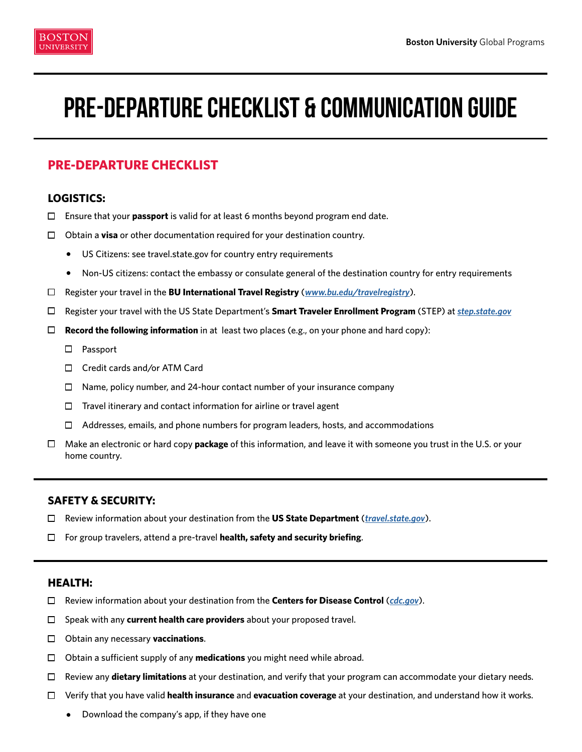# PRE-DEPARTURE CHECKLIST & COMMUNICATION GUIDE

## PRE-DEPARTURE CHECKLIST

### LOGISTICS:

- [ ] Ensure that your **passport** is valid for at least 6 months beyond program end date.
- [ ] Obtain a **visa** or other documentation required for your destination country.
  - US Citizens: see travel.state.gov for country entry requirements
  - Non-US citizens: contact the embassy or consulate general of the destination country for entry requirements
- [ ] Register your travel in the **BU International Travel Registry** (***www.bu.edu/travelregistry***).
- [ ] Register your travel with the US State Department's **Smart Traveler Enrollment Program** (STEP) at ***step.state.gov***
- [ ] **Record the following information** in at least two places (e.g., on your phone and hard copy):
  - [ ] Passport
  - [ ] Credit cards and/or ATM Card
  - [ ] Name, policy number, and 24-hour contact number of your insurance company
  - [ ] Travel itinerary and contact information for airline or travel agent
  - [ ] Addresses, emails, and phone numbers for program leaders, hosts, and accommodations
- [ ] Make an electronic or hard copy **package** of this information, and leave it with someone you trust in the U.S. or your home country.

### SAFETY & SECURITY:

- [ ] Review information about your destination from the **US State Department** (***travel.state.gov***).
- [ ] For group travelers, attend a pre-travel **health, safety and security briefing**.

### HEALTH:

- [ ] Review information about your destination from the **Centers for Disease Control** (***cdc.gov***).
- [ ] Speak with any **current health care providers** about your proposed travel.
- [ ] Obtain any necessary **vaccinations**.
- [ ] Obtain a sufficient supply of any **medications** you might need while abroad.
- [ ] Review any **dietary limitations** at your destination, and verify that your program can accommodate your dietary needs.
- [ ] Verify that you have valid **health insurance** and **evacuation coverage** at your destination, and understand how it works.
  - Download the company's app, if they have one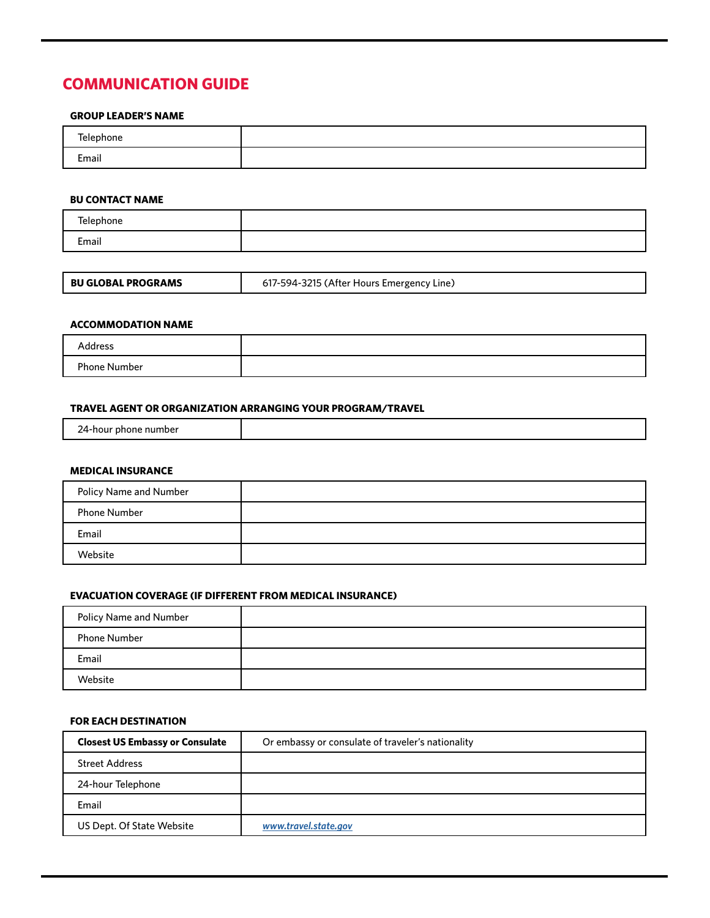# COMMUNICATION GUIDE

**GROUP LEADER'S NAME**

| | |
|---|---|
| Telephone | |
| Email | |

**BU CONTACT NAME**

| | |
|---|---|
| Telephone | |
| Email | |

| | |
|---|---|
| **BU GLOBAL PROGRAMS** | 617-594-3215 (After Hours Emergency Line) |

**ACCOMMODATION NAME**

| | |
|---|---|
| Address | |
| Phone Number | |

**TRAVEL AGENT OR ORGANIZATION ARRANGING YOUR PROGRAM/TRAVEL**

| | |
|---|---|
| 24-hour phone number | |

**MEDICAL INSURANCE**

| | |
|---|---|
| Policy Name and Number | |
| Phone Number | |
| Email | |
| Website | |

**EVACUATION COVERAGE (IF DIFFERENT FROM MEDICAL INSURANCE)**

| | |
|---|---|
| Policy Name and Number | |
| Phone Number | |
| Email | |
| Website | |

**FOR EACH DESTINATION**

| | |
|---|---|
| **Closest US Embassy or Consulate** | Or embassy or consulate of traveler's nationality |
| Street Address | |
| 24-hour Telephone | |
| Email | |
| US Dept. Of State Website | *www.travel.state.gov* |